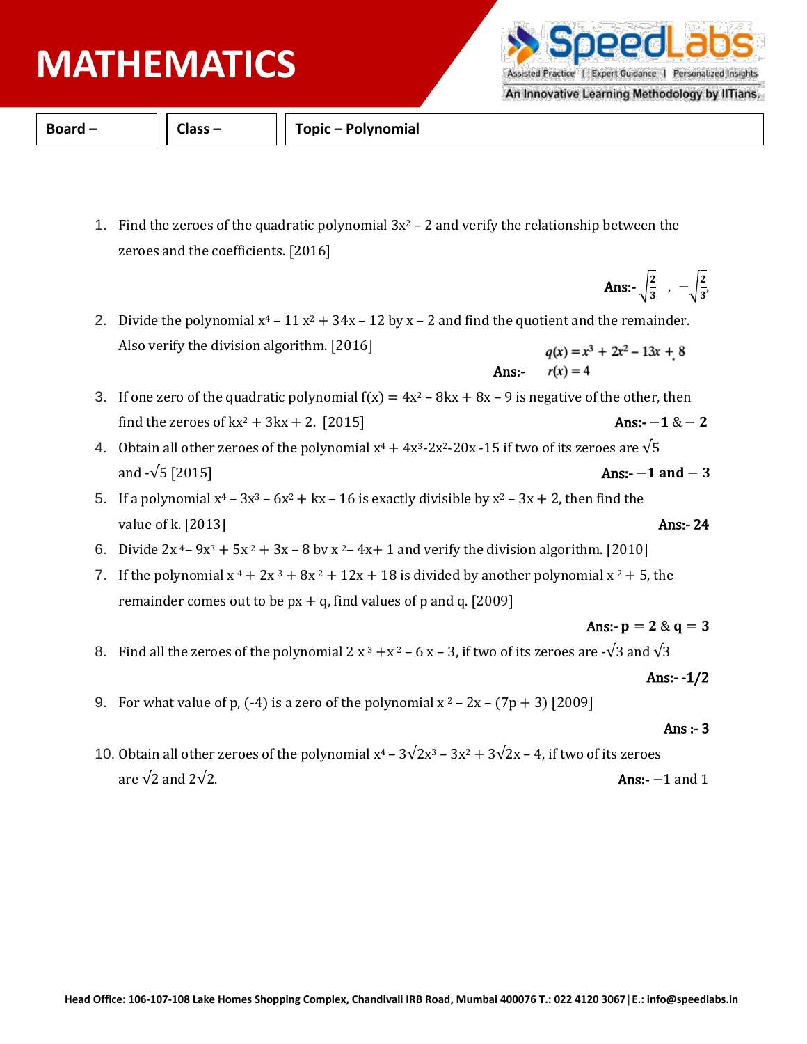# MATHEMATICS

| Board – | Class – | Topic – Polynomial |
|---|---|---|

1. Find the zeroes of the quadratic polynomial $3x^2 - 2$ and verify the relationship between the zeroes and the coefficients. [2016]

   **Ans:-** $\sqrt{\frac{2}{3}}$ , $-\sqrt{\frac{2}{3}}$

2. Divide the polynomial $x^4 - 11x^2 + 34x - 12$ by $x - 2$ and find the quotient and the remainder. Also verify the division algorithm. [2016]

   **Ans:-** $q(x) = x^3 + 2x^2 - 13x + 8$, $r(x) = 4$

3. If one zero of the quadratic polynomial $f(x) = 4x^2 - 8kx + 8x - 9$ is negative of the other, then find the zeroes of $kx^2 + 3kx + 2$. [2015]

   **Ans:-** $-\mathbf{1}$ & $-\mathbf{2}$

4. Obtain all other zeroes of the polynomial $x^4 + 4x^3 - 2x^2 - 20x - 15$ if two of its zeroes are $\sqrt{5}$ and $-\sqrt{5}$ [2015]

   **Ans:-** $-\mathbf{1}$ **and** $-\mathbf{3}$

5. If a polynomial $x^4 - 3x^3 - 6x^2 + kx - 16$ is exactly divisible by $x^2 - 3x + 2$, then find the value of k. [2013]

   **Ans:- 24**

6. Divide $2x^4 - 9x^3 + 5x^2 + 3x - 8$ bv $x^2 - 4x + 1$ and verify the division algorithm. [2010]

7. If the polynomial $x^4 + 2x^3 + 8x^2 + 12x + 18$ is divided by another polynomial $x^2 + 5$, the remainder comes out to be $px + q$, find values of p and q. [2009]

   **Ans:-** $\mathbf{p} = \mathbf{2}$ & $\mathbf{q} = \mathbf{3}$

8. Find all the zeroes of the polynomial $2x^3 + x^2 - 6x - 3$, if two of its zeroes are $-\sqrt{3}$ and $\sqrt{3}$

   **Ans:- -1/2**

9. For what value of p, (-4) is a zero of the polynomial $x^2 - 2x - (7p + 3)$ [2009]

   **Ans :- 3**

10. Obtain all other zeroes of the polynomial $x^4 - 3\sqrt{2}x^3 - 3x^2 + 3\sqrt{2}x - 4$, if two of its zeroes are $\sqrt{2}$ and $2\sqrt{2}$.

    **Ans:-** $-1$ and $1$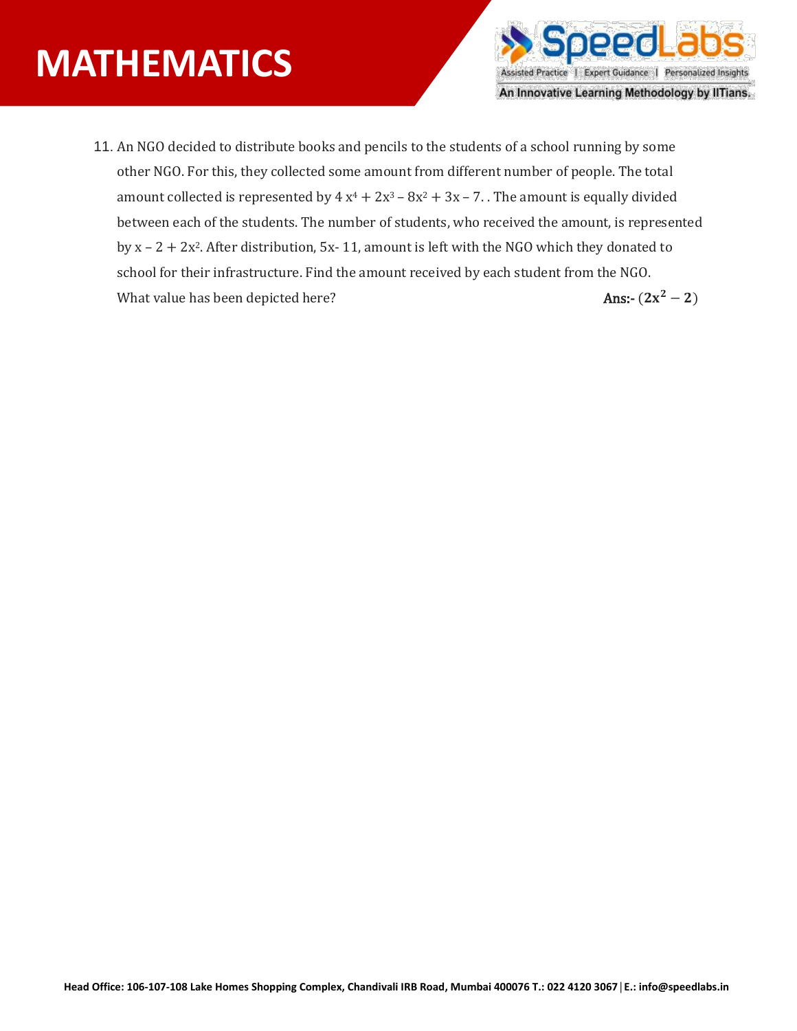11. An NGO decided to distribute books and pencils to the students of a school running by some other NGO. For this, they collected some amount from different number of people. The total amount collected is represented by $4x^4 + 2x^3 - 8x^2 + 3x - 7$. . The amount is equally divided between each of the students. The number of students, who received the amount, is represented by $x - 2 + 2x^2$. After distribution, $5x - 11$, amount is left with the NGO which they donated to school for their infrastructure. Find the amount received by each student from the NGO. What value has been depicted here? **Ans:-** $(2x^2 - 2)$